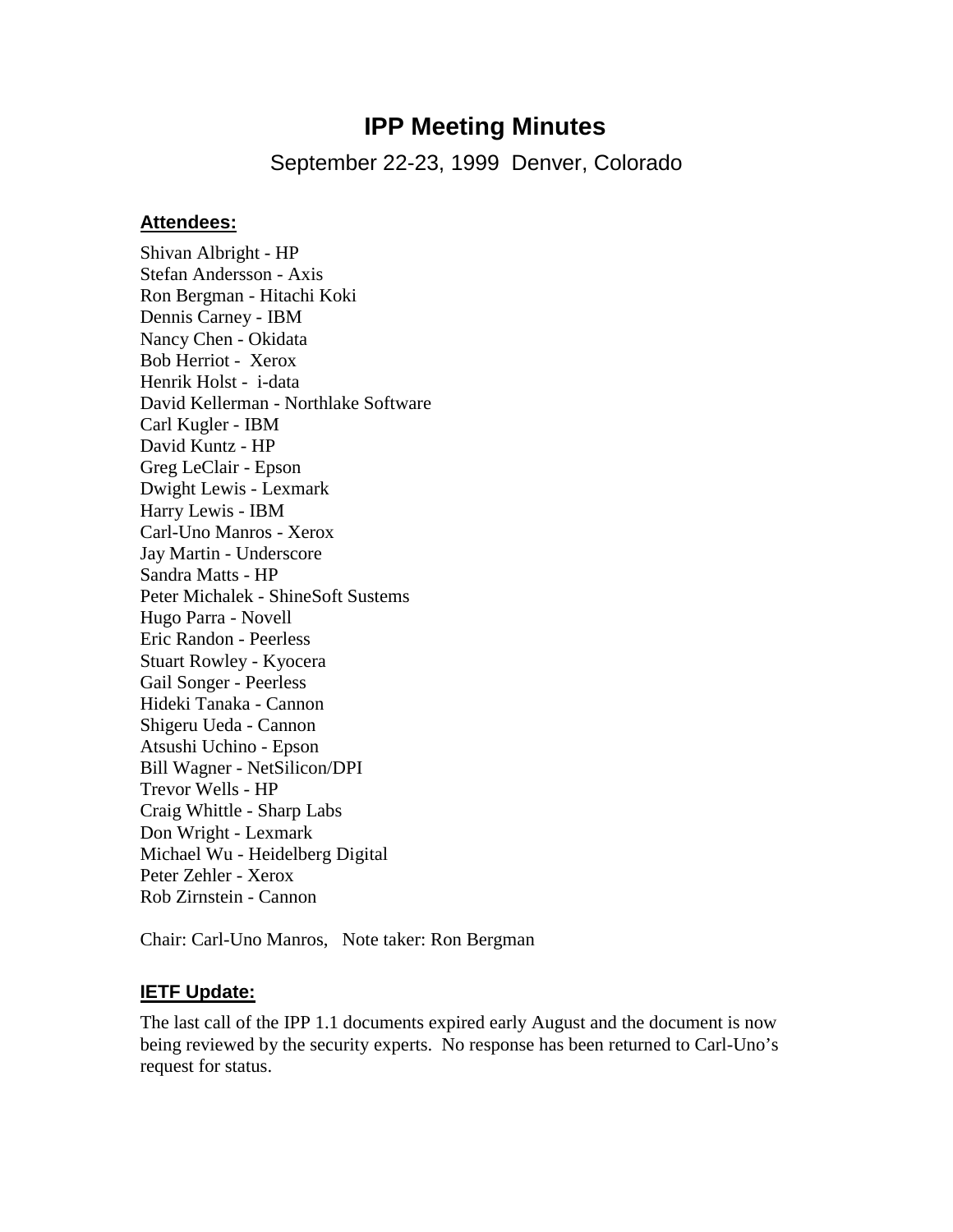# IPP Meeting Minutes

September 22-23, 1999 Denver, Colorado

## Attendees:

Shivan Albright - HP
Stefan Andersson - Axis
Ron Bergman - Hitachi Koki
Dennis Carney - IBM
Nancy Chen - Okidata
Bob Herriot - Xerox
Henrik Holst - i-data
David Kellerman - Northlake Software
Carl Kugler - IBM
David Kuntz - HP
Greg LeClair - Epson
Dwight Lewis - Lexmark
Harry Lewis - IBM
Carl-Uno Manros - Xerox
Jay Martin - Underscore
Sandra Matts - HP
Peter Michalek - ShineSoft Sustems
Hugo Parra - Novell
Eric Randon - Peerless
Stuart Rowley - Kyocera
Gail Songer - Peerless
Hideki Tanaka - Cannon
Shigeru Ueda - Cannon
Atsushi Uchino - Epson
Bill Wagner - NetSilicon/DPI
Trevor Wells - HP
Craig Whittle - Sharp Labs
Don Wright - Lexmark
Michael Wu - Heidelberg Digital
Peter Zehler - Xerox
Rob Zirnstein - Cannon

Chair: Carl-Uno Manros, Note taker: Ron Bergman

## IETF Update:

The last call of the IPP 1.1 documents expired early August and the document is now being reviewed by the security experts. No response has been returned to Carl-Uno's request for status.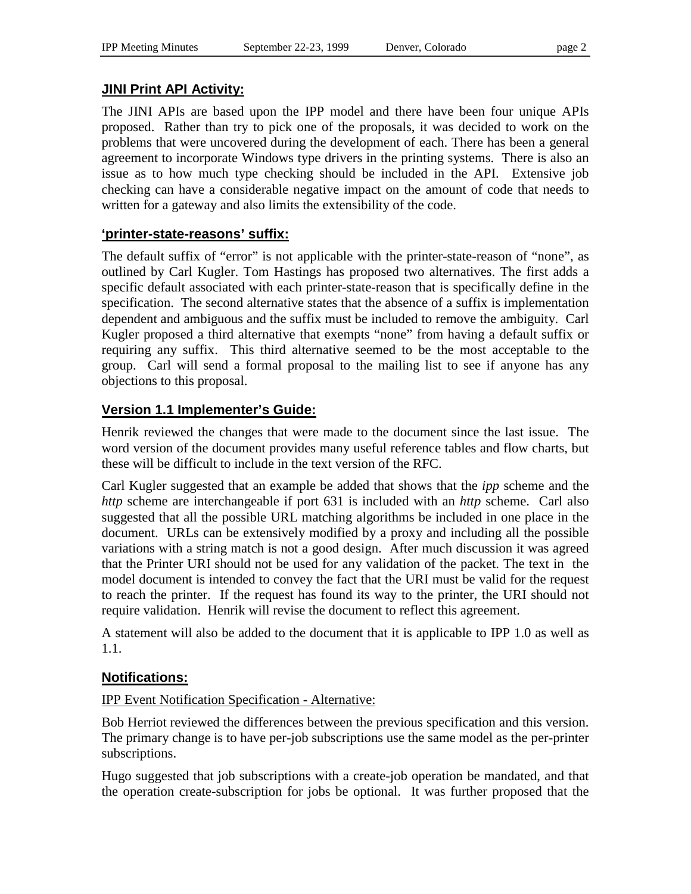## JINI Print API Activity:

The JINI APIs are based upon the IPP model and there have been four unique APIs proposed. Rather than try to pick one of the proposals, it was decided to work on the problems that were uncovered during the development of each. There has been a general agreement to incorporate Windows type drivers in the printing systems. There is also an issue as to how much type checking should be included in the API. Extensive job checking can have a considerable negative impact on the amount of code that needs to written for a gateway and also limits the extensibility of the code.

## 'printer-state-reasons' suffix:

The default suffix of "error" is not applicable with the printer-state-reason of "none", as outlined by Carl Kugler. Tom Hastings has proposed two alternatives. The first adds a specific default associated with each printer-state-reason that is specifically define in the specification. The second alternative states that the absence of a suffix is implementation dependent and ambiguous and the suffix must be included to remove the ambiguity. Carl Kugler proposed a third alternative that exempts "none" from having a default suffix or requiring any suffix. This third alternative seemed to be the most acceptable to the group. Carl will send a formal proposal to the mailing list to see if anyone has any objections to this proposal.

## Version 1.1 Implementer's Guide:

Henrik reviewed the changes that were made to the document since the last issue. The word version of the document provides many useful reference tables and flow charts, but these will be difficult to include in the text version of the RFC.

Carl Kugler suggested that an example be added that shows that the *ipp* scheme and the *http* scheme are interchangeable if port 631 is included with an *http* scheme. Carl also suggested that all the possible URL matching algorithms be included in one place in the document. URLs can be extensively modified by a proxy and including all the possible variations with a string match is not a good design. After much discussion it was agreed that the Printer URI should not be used for any validation of the packet. The text in the model document is intended to convey the fact that the URI must be valid for the request to reach the printer. If the request has found its way to the printer, the URI should not require validation. Henrik will revise the document to reflect this agreement.

A statement will also be added to the document that it is applicable to IPP 1.0 as well as 1.1.

## Notifications:

IPP Event Notification Specification - Alternative:

Bob Herriot reviewed the differences between the previous specification and this version. The primary change is to have per-job subscriptions use the same model as the per-printer subscriptions.

Hugo suggested that job subscriptions with a create-job operation be mandated, and that the operation create-subscription for jobs be optional. It was further proposed that the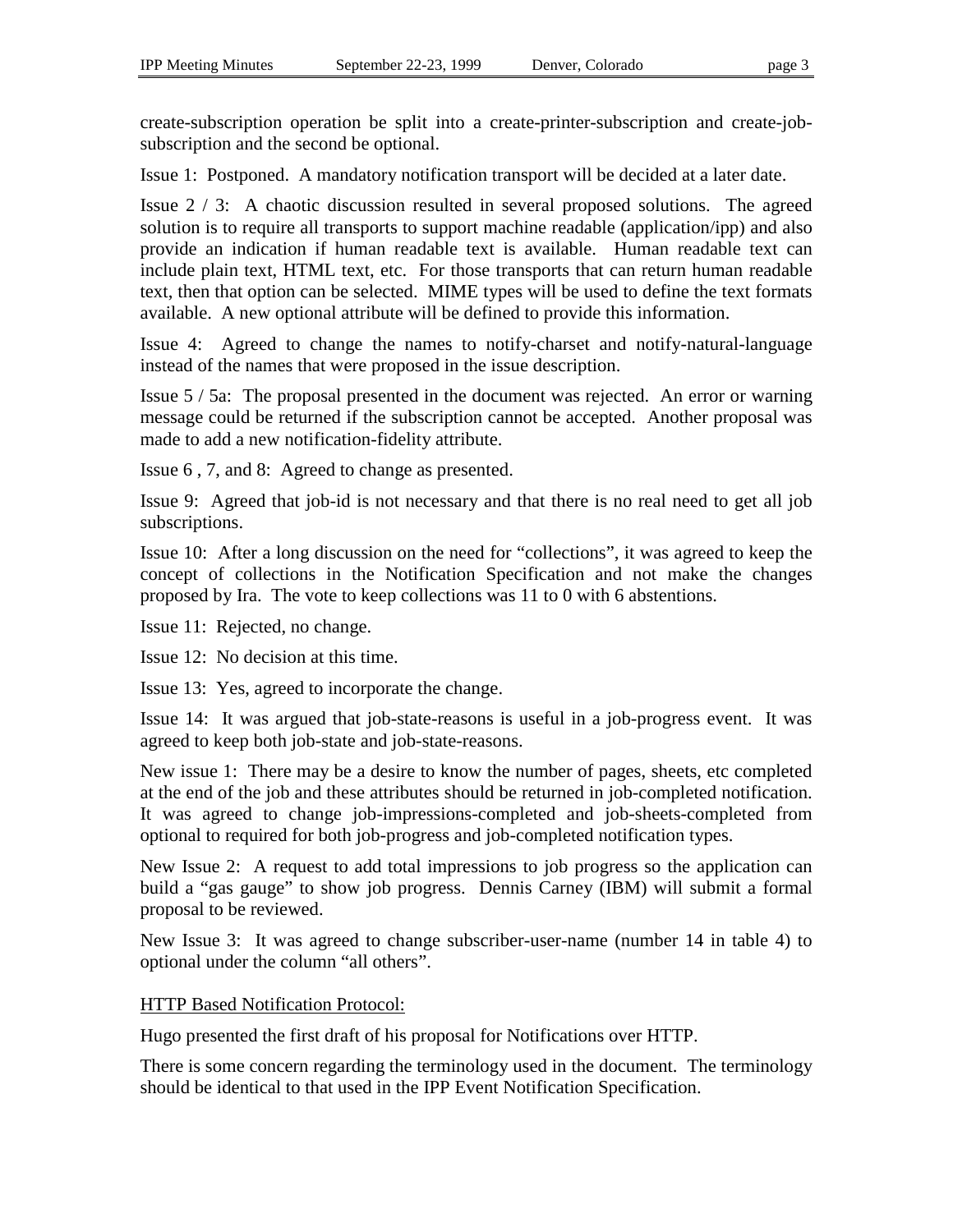create-subscription operation be split into a create-printer-subscription and create-job-subscription and the second be optional.

Issue 1: Postponed. A mandatory notification transport will be decided at a later date.

Issue 2 / 3: A chaotic discussion resulted in several proposed solutions. The agreed solution is to require all transports to support machine readable (application/ipp) and also provide an indication if human readable text is available. Human readable text can include plain text, HTML text, etc. For those transports that can return human readable text, then that option can be selected. MIME types will be used to define the text formats available. A new optional attribute will be defined to provide this information.

Issue 4: Agreed to change the names to notify-charset and notify-natural-language instead of the names that were proposed in the issue description.

Issue 5 / 5a: The proposal presented in the document was rejected. An error or warning message could be returned if the subscription cannot be accepted. Another proposal was made to add a new notification-fidelity attribute.

Issue 6 , 7, and 8: Agreed to change as presented.

Issue 9: Agreed that job-id is not necessary and that there is no real need to get all job subscriptions.

Issue 10: After a long discussion on the need for "collections", it was agreed to keep the concept of collections in the Notification Specification and not make the changes proposed by Ira. The vote to keep collections was 11 to 0 with 6 abstentions.

Issue 11: Rejected, no change.

Issue 12: No decision at this time.

Issue 13: Yes, agreed to incorporate the change.

Issue 14: It was argued that job-state-reasons is useful in a job-progress event. It was agreed to keep both job-state and job-state-reasons.

New issue 1: There may be a desire to know the number of pages, sheets, etc completed at the end of the job and these attributes should be returned in job-completed notification. It was agreed to change job-impressions-completed and job-sheets-completed from optional to required for both job-progress and job-completed notification types.

New Issue 2: A request to add total impressions to job progress so the application can build a "gas gauge" to show job progress. Dennis Carney (IBM) will submit a formal proposal to be reviewed.

New Issue 3: It was agreed to change subscriber-user-name (number 14 in table 4) to optional under the column "all others".

<u>HTTP Based Notification Protocol:</u>

Hugo presented the first draft of his proposal for Notifications over HTTP.

There is some concern regarding the terminology used in the document. The terminology should be identical to that used in the IPP Event Notification Specification.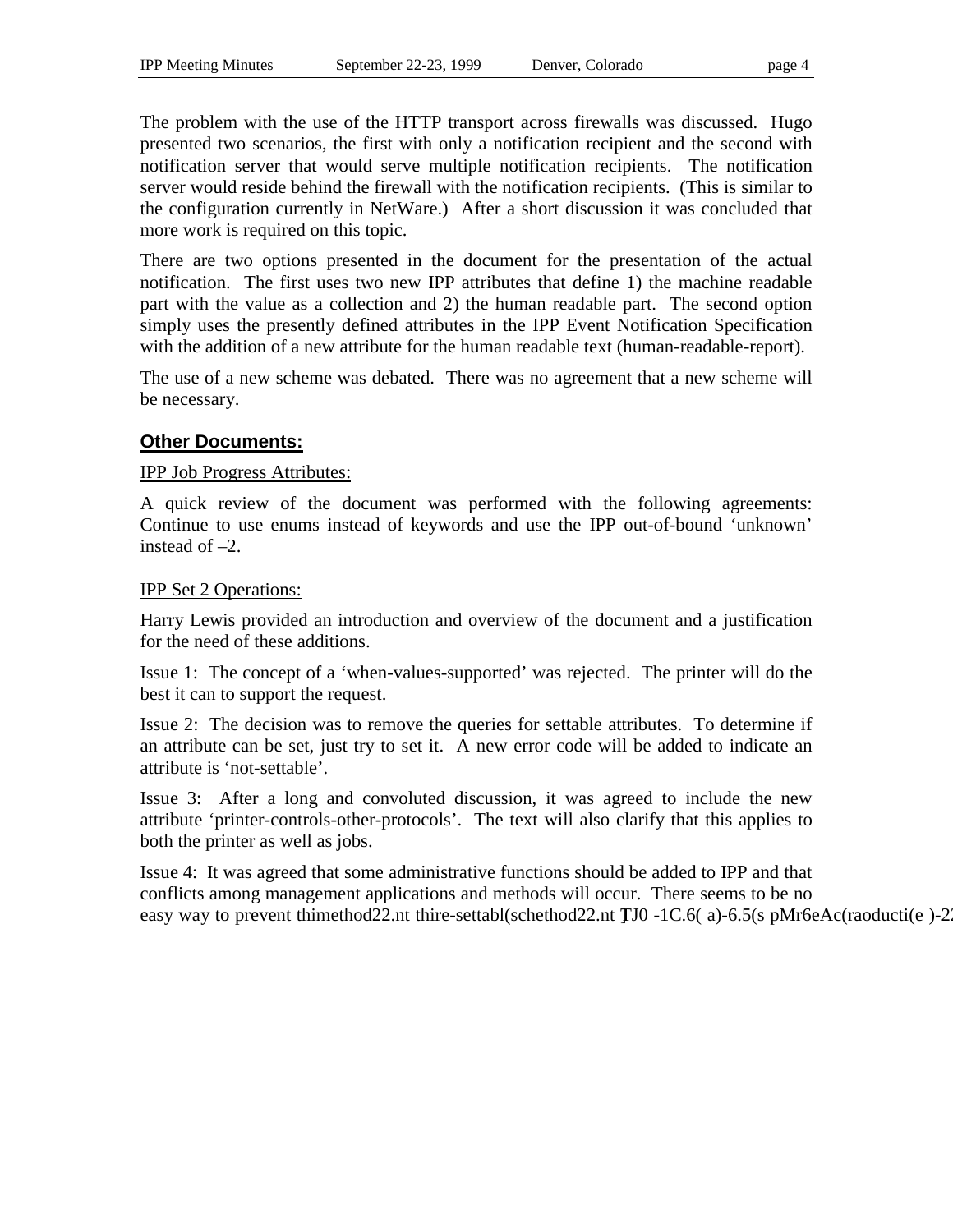The problem with the use of the HTTP transport across firewalls was discussed. Hugo presented two scenarios, the first with only a notification recipient and the second with notification server that would serve multiple notification recipients. The notification server would reside behind the firewall with the notification recipients. (This is similar to the configuration currently in NetWare.) After a short discussion it was concluded that more work is required on this topic.

There are two options presented in the document for the presentation of the actual notification. The first uses two new IPP attributes that define 1) the machine readable part with the value as a collection and 2) the human readable part. The second option simply uses the presently defined attributes in the IPP Event Notification Specification with the addition of a new attribute for the human readable text (human-readable-report).

The use of a new scheme was debated. There was no agreement that a new scheme will be necessary.

## **Other Documents:**

IPP Job Progress Attributes:

A quick review of the document was performed with the following agreements: Continue to use enums instead of keywords and use the IPP out-of-bound 'unknown' instead of –2.

IPP Set 2 Operations:

Harry Lewis provided an introduction and overview of the document and a justification for the need of these additions.

Issue 1: The concept of a 'when-values-supported' was rejected. The printer will do the best it can to support the request.

Issue 2: The decision was to remove the queries for settable attributes. To determine if an attribute can be set, just try to set it. A new error code will be added to indicate an attribute is 'not-settable'.

Issue 3: After a long and convoluted discussion, it was agreed to include the new attribute 'printer-controls-other-protocols'. The text will also clarify that this applies to both the printer as well as jobs.

Issue 4: It was agreed that some administrative functions should be added to IPP and that conflicts among management applications and methods will occur. There seems to be no easy way to prevent thimethod22.nt thire-settabl(schethod22.nt TJ0 -1C.6( a)-6.5(s pMr6eAc(raoducti(e )-2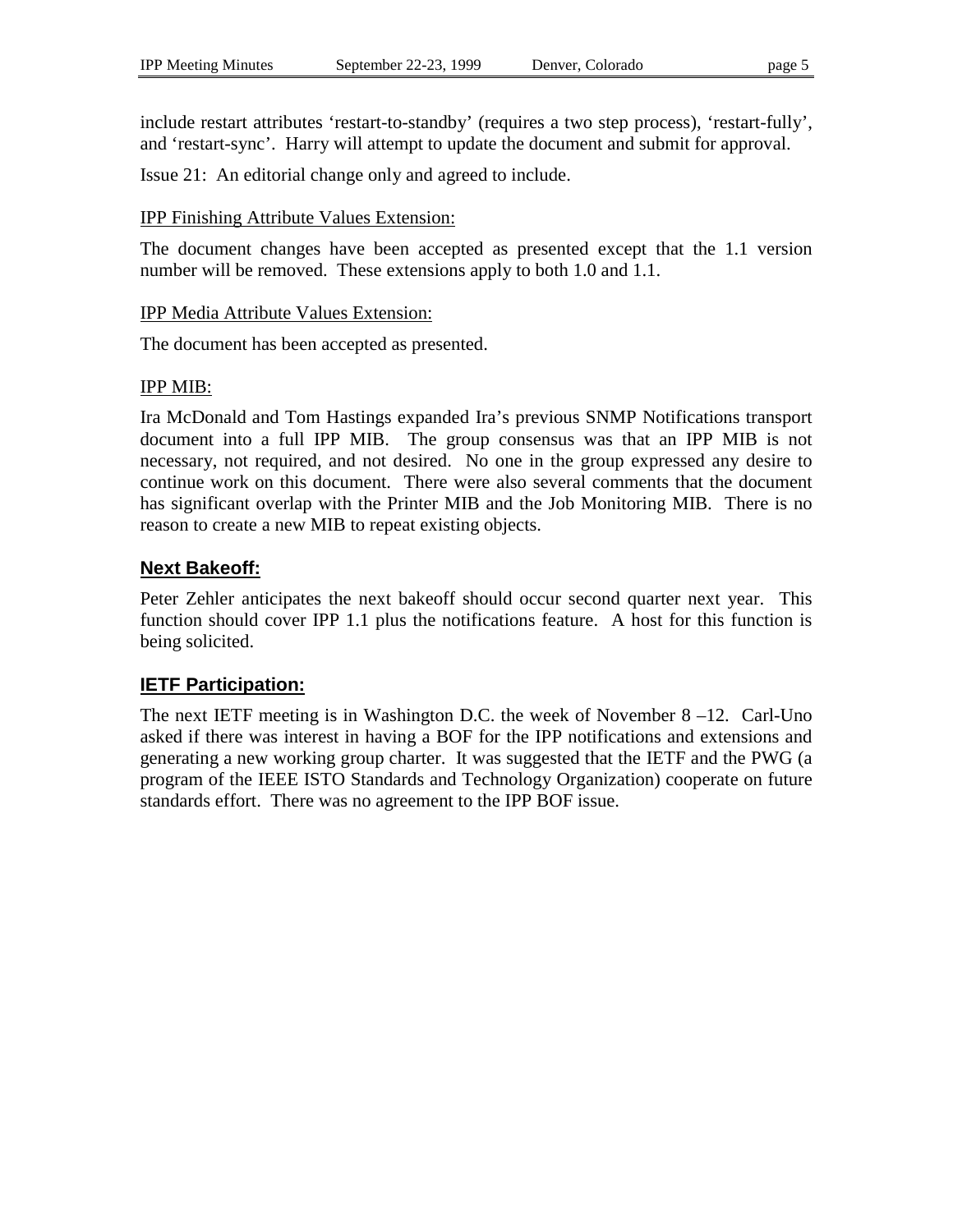include restart attributes ‘restart-to-standby’ (requires a two step process), ‘restart-fully’, and ‘restart-sync’. Harry will attempt to update the document and submit for approval.

Issue 21: An editorial change only and agreed to include.

IPP Finishing Attribute Values Extension:

The document changes have been accepted as presented except that the 1.1 version number will be removed. These extensions apply to both 1.0 and 1.1.

IPP Media Attribute Values Extension:

The document has been accepted as presented.

IPP MIB:

Ira McDonald and Tom Hastings expanded Ira’s previous SNMP Notifications transport document into a full IPP MIB. The group consensus was that an IPP MIB is not necessary, not required, and not desired. No one in the group expressed any desire to continue work on this document. There were also several comments that the document has significant overlap with the Printer MIB and the Job Monitoring MIB. There is no reason to create a new MIB to repeat existing objects.

## Next Bakeoff:

Peter Zehler anticipates the next bakeoff should occur second quarter next year. This function should cover IPP 1.1 plus the notifications feature. A host for this function is being solicited.

## IETF Participation:

The next IETF meeting is in Washington D.C. the week of November 8 –12. Carl-Uno asked if there was interest in having a BOF for the IPP notifications and extensions and generating a new working group charter. It was suggested that the IETF and the PWG (a program of the IEEE ISTO Standards and Technology Organization) cooperate on future standards effort. There was no agreement to the IPP BOF issue.